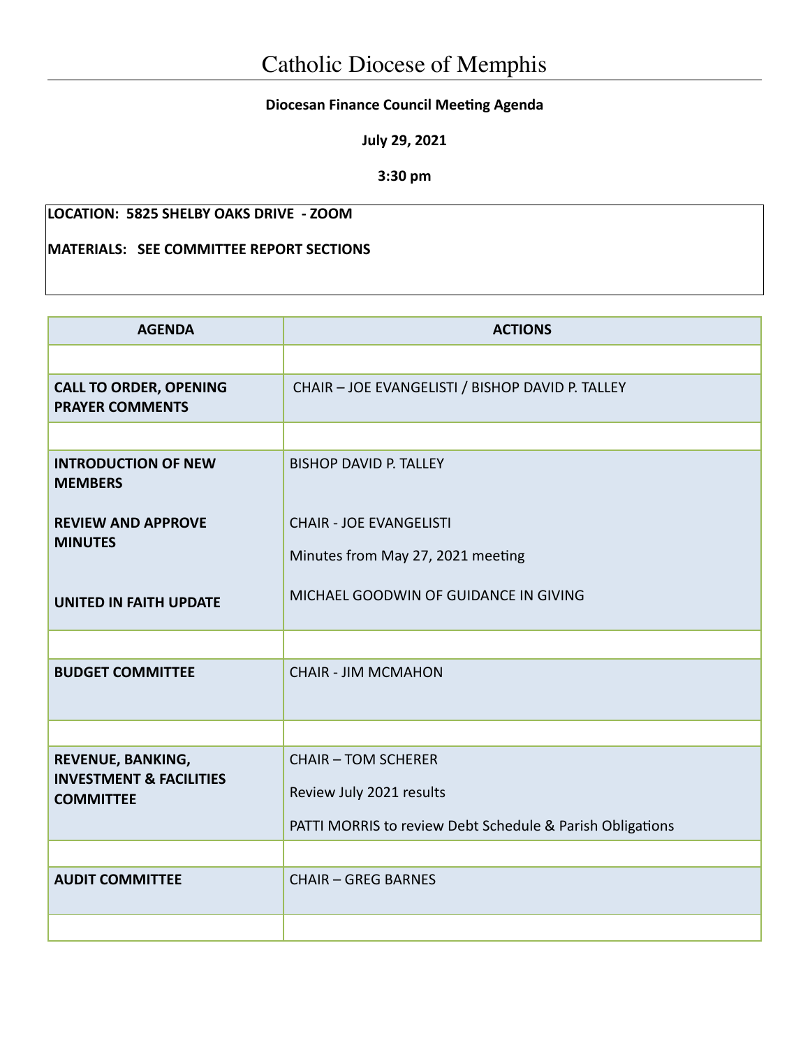# Catholic Diocese of Memphis

**Diocesan Finance Council Meeting Agenda**

**July 29, 2021**

**3:30 pm**

**LOCATION: 5825 SHELBY OAKS DRIVE - ZOOM**

**MATERIALS: SEE COMMITTEE REPORT SECTIONS**

| AGENDA | ACTIONS |
|---|---|
| | |
| **CALL TO ORDER, OPENING PRAYER COMMENTS** | CHAIR – JOE EVANGELISTI / BISHOP DAVID P. TALLEY |
| | |
| **INTRODUCTION OF NEW MEMBERS**<br><br>**REVIEW AND APPROVE MINUTES**<br><br>**UNITED IN FAITH UPDATE** | BISHOP DAVID P. TALLEY<br><br>CHAIR - JOE EVANGELISTI<br>Minutes from May 27, 2021 meeting<br><br>MICHAEL GOODWIN OF GUIDANCE IN GIVING |
| | |
| **BUDGET COMMITTEE** | CHAIR - JIM MCMAHON |
| | |
| **REVENUE, BANKING, INVESTMENT & FACILITIES COMMITTEE** | CHAIR – TOM SCHERER<br>Review July 2021 results<br>PATTI MORRIS to review Debt Schedule & Parish Obligations |
| | |
| **AUDIT COMMITTEE** | CHAIR – GREG BARNES |
| | |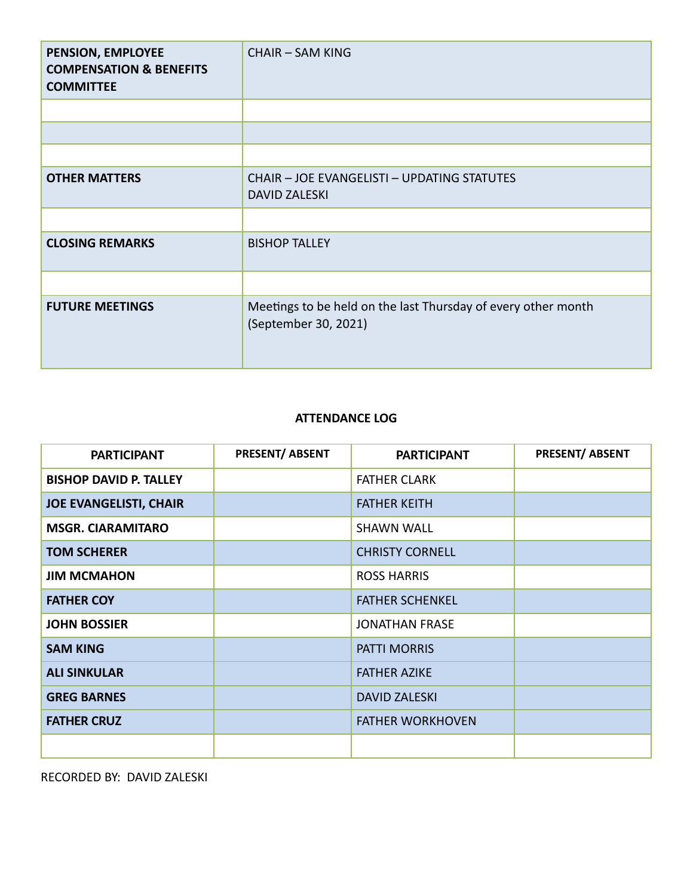| | |
|---|---|
| **PENSION, EMPLOYEE COMPENSATION & BENEFITS COMMITTEE** | CHAIR – SAM KING |
| | |
| | |
| | |
| **OTHER MATTERS** | CHAIR – JOE EVANGELISTI – UPDATING STATUTES<br>DAVID ZALESKI |
| | |
| **CLOSING REMARKS** | BISHOP TALLEY |
| | |
| **FUTURE MEETINGS** | Meetings to be held on the last Thursday of every other month (September 30, 2021) |

**ATTENDANCE LOG**

| PARTICIPANT | PRESENT/ ABSENT | PARTICIPANT | PRESENT/ ABSENT |
|---|---|---|---|
| **BISHOP DAVID P. TALLEY** | | FATHER CLARK | |
| **JOE EVANGELISTI, CHAIR** | | FATHER KEITH | |
| **MSGR. CIARAMITARO** | | SHAWN WALL | |
| **TOM SCHERER** | | CHRISTY CORNELL | |
| **JIM MCMAHON** | | ROSS HARRIS | |
| **FATHER COY** | | FATHER SCHENKEL | |
| **JOHN BOSSIER** | | JONATHAN FRASE | |
| **SAM KING** | | PATTI MORRIS | |
| **ALI SINKULAR** | | FATHER AZIKE | |
| **GREG BARNES** | | DAVID ZALESKI | |
| **FATHER CRUZ** | | FATHER WORKHOVEN | |
| | | | |

RECORDED BY: DAVID ZALESKI